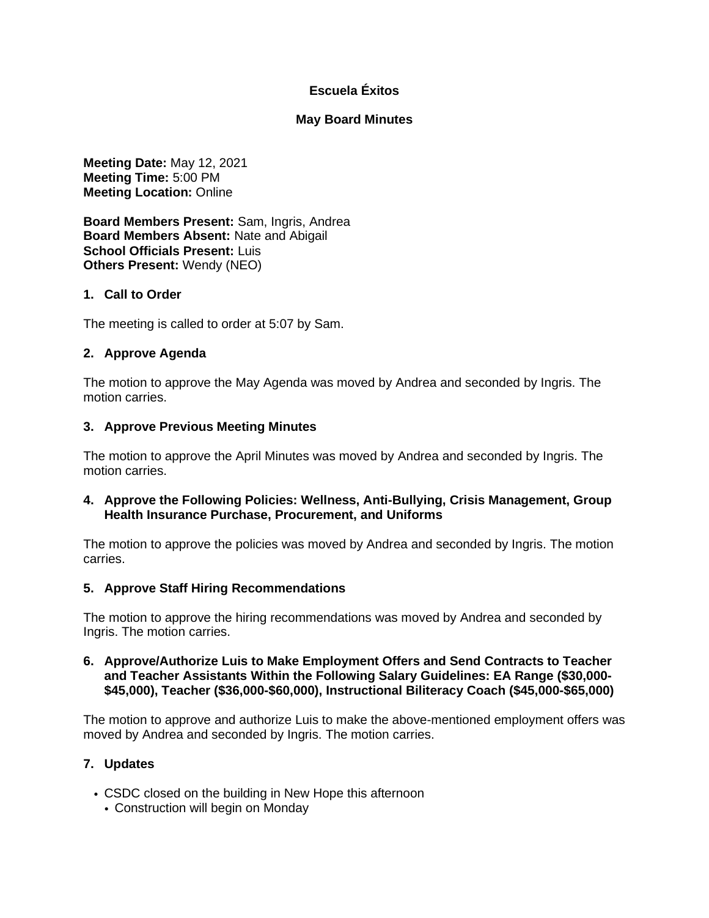# Escuela Éxitos

## May Board Minutes

**Meeting Date:** May 12, 2021
**Meeting Time:** 5:00 PM
**Meeting Location:** Online

**Board Members Present:** Sam, Ingris, Andrea
**Board Members Absent:** Nate and Abigail
**School Officials Present:** Luis
**Others Present:** Wendy (NEO)

### 1. Call to Order

The meeting is called to order at 5:07 by Sam.

### 2. Approve Agenda

The motion to approve the May Agenda was moved by Andrea and seconded by Ingris. The motion carries.

### 3. Approve Previous Meeting Minutes

The motion to approve the April Minutes was moved by Andrea and seconded by Ingris. The motion carries.

### 4. Approve the Following Policies: Wellness, Anti-Bullying, Crisis Management, Group Health Insurance Purchase, Procurement, and Uniforms

The motion to approve the policies was moved by Andrea and seconded by Ingris. The motion carries.

### 5. Approve Staff Hiring Recommendations

The motion to approve the hiring recommendations was moved by Andrea and seconded by Ingris. The motion carries.

### 6. Approve/Authorize Luis to Make Employment Offers and Send Contracts to Teacher and Teacher Assistants Within the Following Salary Guidelines: EA Range ($30,000-$45,000), Teacher ($36,000-$60,000), Instructional Biliteracy Coach ($45,000-$65,000)

The motion to approve and authorize Luis to make the above-mentioned employment offers was moved by Andrea and seconded by Ingris. The motion carries.

### 7. Updates

- CSDC closed on the building in New Hope this afternoon
  - Construction will begin on Monday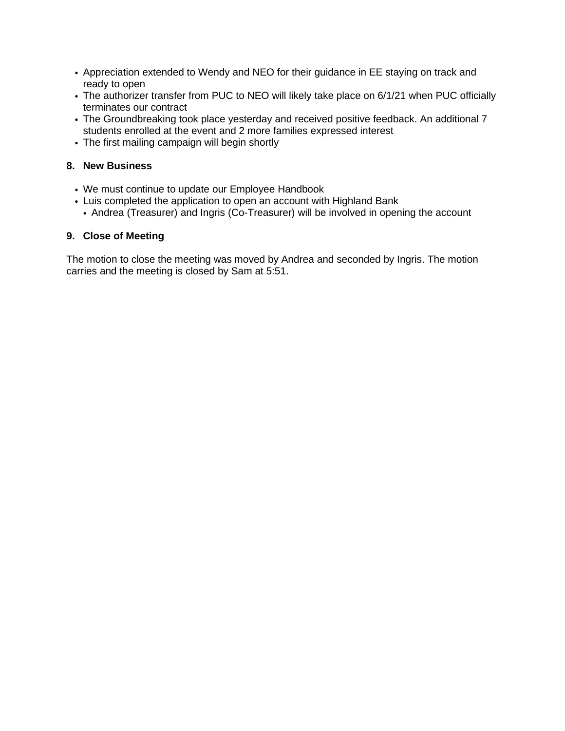- Appreciation extended to Wendy and NEO for their guidance in EE staying on track and ready to open
- The authorizer transfer from PUC to NEO will likely take place on 6/1/21 when PUC officially terminates our contract
- The Groundbreaking took place yesterday and received positive feedback. An additional 7 students enrolled at the event and 2 more families expressed interest
- The first mailing campaign will begin shortly

### 8. New Business

- We must continue to update our Employee Handbook
- Luis completed the application to open an account with Highland Bank
  - Andrea (Treasurer) and Ingris (Co-Treasurer) will be involved in opening the account

### 9. Close of Meeting

The motion to close the meeting was moved by Andrea and seconded by Ingris. The motion carries and the meeting is closed by Sam at 5:51.